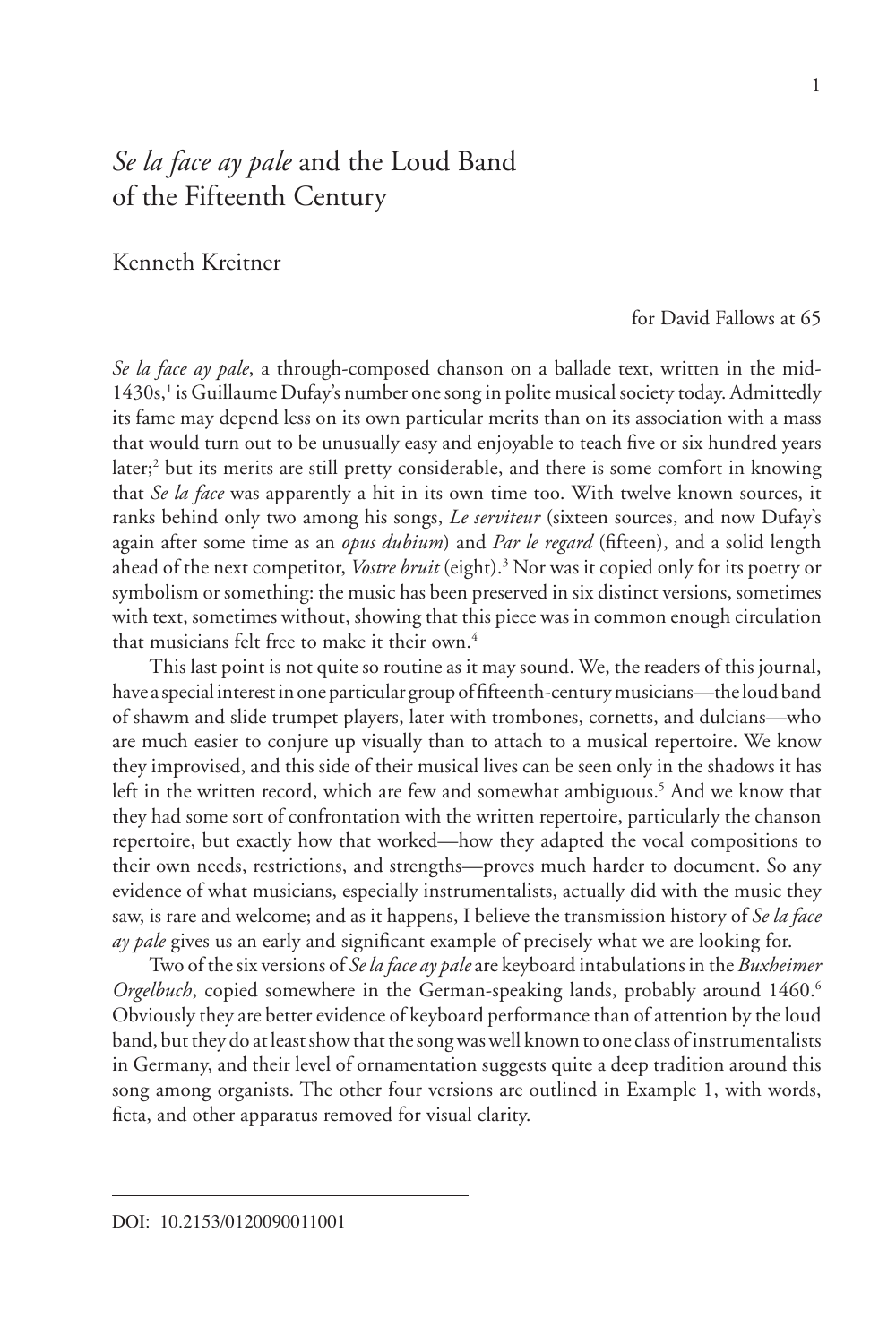# *Se la face ay pale* and the Loud Band of the Fifteenth Century

Kenneth Kreitner

for David Fallows at 65

*Se la face ay pale*, a through-composed chanson on a ballade text, written in the mid-1430s,[1] is Guillaume Dufay's number one song in polite musical society today. Admittedly its fame may depend less on its own particular merits than on its association with a mass that would turn out to be unusually easy and enjoyable to teach five or six hundred years later;[2] but its merits are still pretty considerable, and there is some comfort in knowing that *Se la face* was apparently a hit in its own time too. With twelve known sources, it ranks behind only two among his songs, *Le serviteur* (sixteen sources, and now Dufay's again after some time as an *opus dubium*) and *Par le regard* (fifteen), and a solid length ahead of the next competitor, *Vostre bruit* (eight).[3] Nor was it copied only for its poetry or symbolism or something: the music has been preserved in six distinct versions, sometimes with text, sometimes without, showing that this piece was in common enough circulation that musicians felt free to make it their own.[4]

This last point is not quite so routine as it may sound. We, the readers of this journal, have a special interest in one particular group of fifteenth-century musicians—the loud band of shawm and slide trumpet players, later with trombones, cornetts, and dulcians—who are much easier to conjure up visually than to attach to a musical repertoire. We know they improvised, and this side of their musical lives can be seen only in the shadows it has left in the written record, which are few and somewhat ambiguous.[5] And we know that they had some sort of confrontation with the written repertoire, particularly the chanson repertoire, but exactly how that worked—how they adapted the vocal compositions to their own needs, restrictions, and strengths—proves much harder to document. So any evidence of what musicians, especially instrumentalists, actually did with the music they saw, is rare and welcome; and as it happens, I believe the transmission history of *Se la face ay pale* gives us an early and significant example of precisely what we are looking for.

Two of the six versions of *Se la face ay pale* are keyboard intabulations in the *Buxheimer Orgelbuch*, copied somewhere in the German-speaking lands, probably around 1460.[6] Obviously they are better evidence of keyboard performance than of attention by the loud band, but they do at least show that the song was well known to one class of instrumentalists in Germany, and their level of ornamentation suggests quite a deep tradition around this song among organists. The other four versions are outlined in Example 1, with words, ficta, and other apparatus removed for visual clarity.

DOI: 10.2153/0120090011001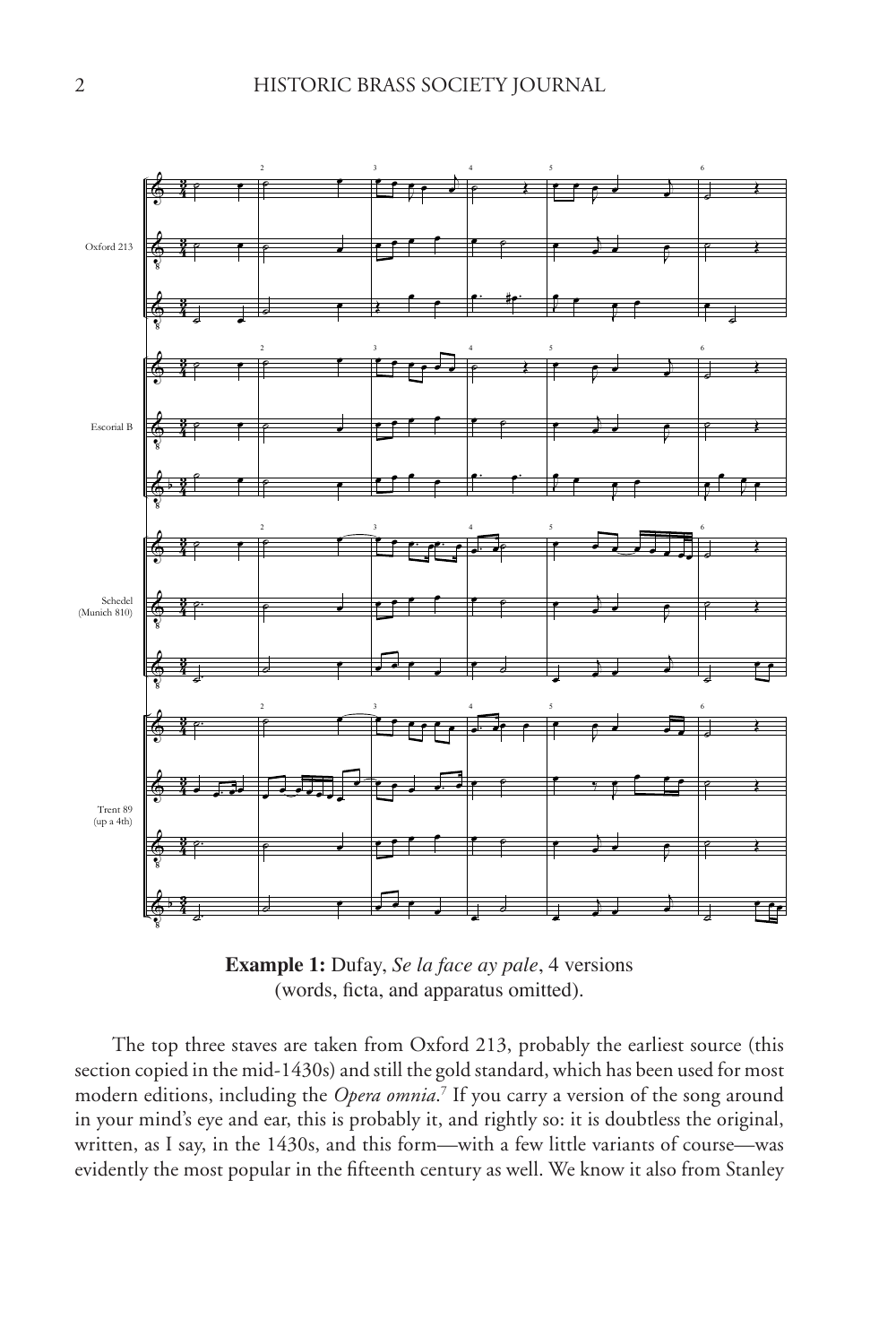**Example 1:** Dufay, *Se la face ay pale*, 4 versions
(words, ficta, and apparatus omitted).

The top three staves are taken from Oxford 213, probably the earliest source (this section copied in the mid-1430s) and still the gold standard, which has been used for most modern editions, including the *Opera omnia*.[7] If you carry a version of the song around in your mind's eye and ear, this is probably it, and rightly so: it is doubtless the original, written, as I say, in the 1430s, and this form—with a few little variants of course—was evidently the most popular in the fifteenth century as well. We know it also from Stanley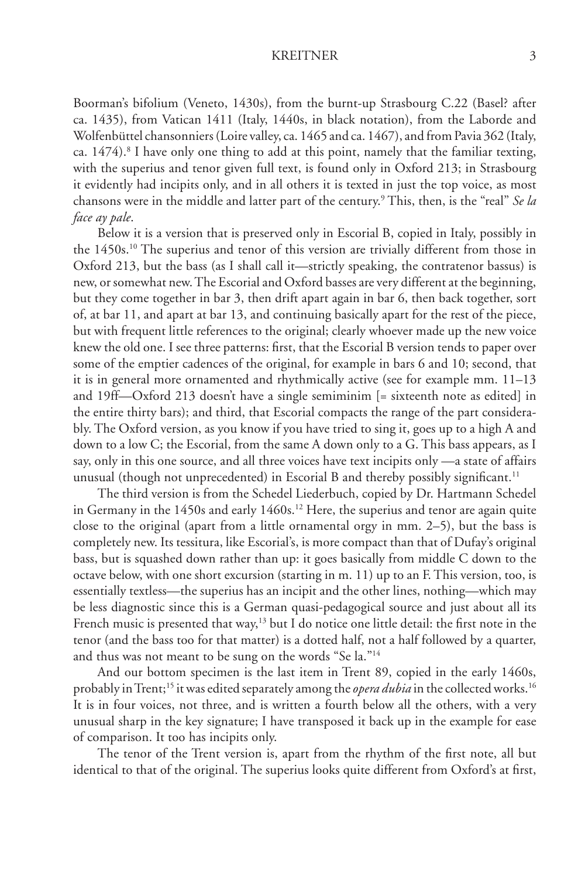Boorman's bifolium (Veneto, 1430s), from the burnt-up Strasbourg C.22 (Basel? after ca. 1435), from Vatican 1411 (Italy, 1440s, in black notation), from the Laborde and Wolfenbüttel chansonniers (Loire valley, ca. 1465 and ca. 1467), and from Pavia 362 (Italy, ca. 1474).[8] I have only one thing to add at this point, namely that the familiar texting, with the superius and tenor given full text, is found only in Oxford 213; in Strasbourg it evidently had incipits only, and in all others it is texted in just the top voice, as most chansons were in the middle and latter part of the century.[9] This, then, is the "real" *Se la face ay pale*.

Below it is a version that is preserved only in Escorial B, copied in Italy, possibly in the 1450s.[10] The superius and tenor of this version are trivially different from those in Oxford 213, but the bass (as I shall call it—strictly speaking, the contratenor bassus) is new, or somewhat new. The Escorial and Oxford basses are very different at the beginning, but they come together in bar 3, then drift apart again in bar 6, then back together, sort of, at bar 11, and apart at bar 13, and continuing basically apart for the rest of the piece, but with frequent little references to the original; clearly whoever made up the new voice knew the old one. I see three patterns: first, that the Escorial B version tends to paper over some of the emptier cadences of the original, for example in bars 6 and 10; second, that it is in general more ornamented and rhythmically active (see for example mm. 11–13 and 19ff—Oxford 213 doesn't have a single semiminim [= sixteenth note as edited] in the entire thirty bars); and third, that Escorial compacts the range of the part considerably. The Oxford version, as you know if you have tried to sing it, goes up to a high A and down to a low C; the Escorial, from the same A down only to a G. This bass appears, as I say, only in this one source, and all three voices have text incipits only —a state of affairs unusual (though not unprecedented) in Escorial B and thereby possibly significant.[11]

The third version is from the Schedel Liederbuch, copied by Dr. Hartmann Schedel in Germany in the 1450s and early 1460s.[12] Here, the superius and tenor are again quite close to the original (apart from a little ornamental orgy in mm. 2–5), but the bass is completely new. Its tessitura, like Escorial's, is more compact than that of Dufay's original bass, but is squashed down rather than up: it goes basically from middle C down to the octave below, with one short excursion (starting in m. 11) up to an F. This version, too, is essentially textless—the superius has an incipit and the other lines, nothing—which may be less diagnostic since this is a German quasi-pedagogical source and just about all its French music is presented that way,[13] but I do notice one little detail: the first note in the tenor (and the bass too for that matter) is a dotted half, not a half followed by a quarter, and thus was not meant to be sung on the words "Se la."[14]

And our bottom specimen is the last item in Trent 89, copied in the early 1460s, probably in Trent;[15] it was edited separately among the *opera dubia* in the collected works.[16] It is in four voices, not three, and is written a fourth below all the others, with a very unusual sharp in the key signature; I have transposed it back up in the example for ease of comparison. It too has incipits only.

The tenor of the Trent version is, apart from the rhythm of the first note, all but identical to that of the original. The superius looks quite different from Oxford's at first,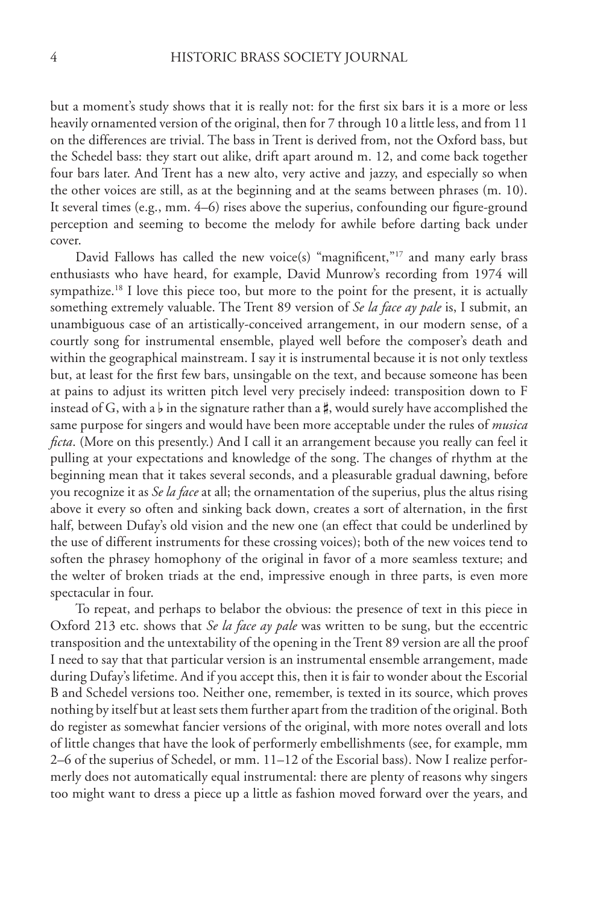but a moment's study shows that it is really not: for the first six bars it is a more or less heavily ornamented version of the original, then for 7 through 10 a little less, and from 11 on the differences are trivial. The bass in Trent is derived from, not the Oxford bass, but the Schedel bass: they start out alike, drift apart around m. 12, and come back together four bars later. And Trent has a new alto, very active and jazzy, and especially so when the other voices are still, as at the beginning and at the seams between phrases (m. 10). It several times (e.g., mm. 4–6) rises above the superius, confounding our figure-ground perception and seeming to become the melody for awhile before darting back under cover.

David Fallows has called the new voice(s) "magnificent,"[17] and many early brass enthusiasts who have heard, for example, David Munrow's recording from 1974 will sympathize.[18] I love this piece too, but more to the point for the present, it is actually something extremely valuable. The Trent 89 version of *Se la face ay pale* is, I submit, an unambiguous case of an artistically-conceived arrangement, in our modern sense, of a courtly song for instrumental ensemble, played well before the composer's death and within the geographical mainstream. I say it is instrumental because it is not only textless but, at least for the first few bars, unsingable on the text, and because someone has been at pains to adjust its written pitch level very precisely indeed: transposition down to F instead of G, with a ♭ in the signature rather than a ♯, would surely have accomplished the same purpose for singers and would have been more acceptable under the rules of *musica ficta*. (More on this presently.) And I call it an arrangement because you really can feel it pulling at your expectations and knowledge of the song. The changes of rhythm at the beginning mean that it takes several seconds, and a pleasurable gradual dawning, before you recognize it as *Se la face* at all; the ornamentation of the superius, plus the altus rising above it every so often and sinking back down, creates a sort of alternation, in the first half, between Dufay's old vision and the new one (an effect that could be underlined by the use of different instruments for these crossing voices); both of the new voices tend to soften the phrasey homophony of the original in favor of a more seamless texture; and the welter of broken triads at the end, impressive enough in three parts, is even more spectacular in four.

To repeat, and perhaps to belabor the obvious: the presence of text in this piece in Oxford 213 etc. shows that *Se la face ay pale* was written to be sung, but the eccentric transposition and the untextability of the opening in the Trent 89 version are all the proof I need to say that that particular version is an instrumental ensemble arrangement, made during Dufay's lifetime. And if you accept this, then it is fair to wonder about the Escorial B and Schedel versions too. Neither one, remember, is texted in its source, which proves nothing by itself but at least sets them further apart from the tradition of the original. Both do register as somewhat fancier versions of the original, with more notes overall and lots of little changes that have the look of performerly embellishments (see, for example, mm 2–6 of the superius of Schedel, or mm. 11–12 of the Escorial bass). Now I realize performerly does not automatically equal instrumental: there are plenty of reasons why singers too might want to dress a piece up a little as fashion moved forward over the years, and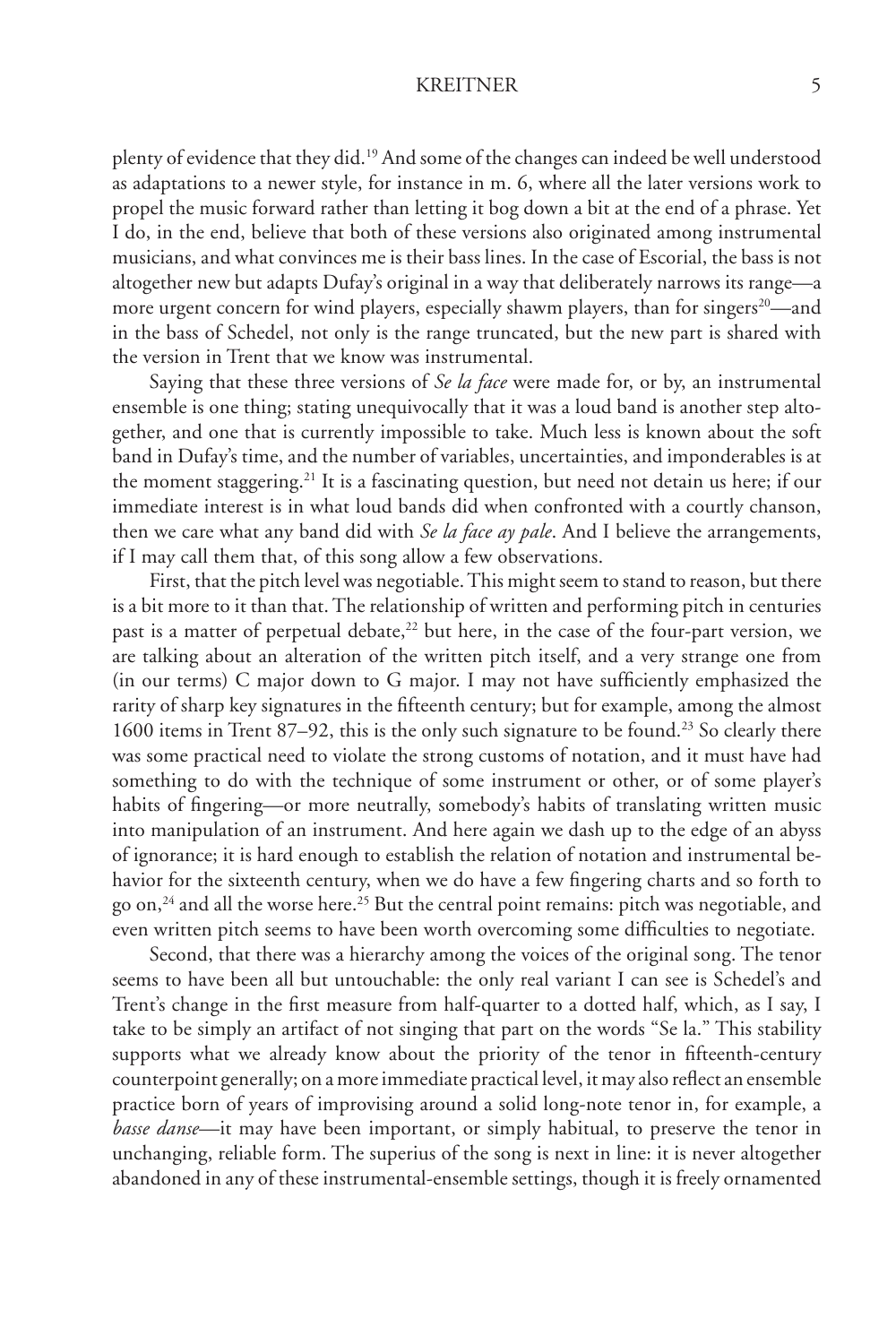plenty of evidence that they did.[19] And some of the changes can indeed be well understood as adaptations to a newer style, for instance in m. 6, where all the later versions work to propel the music forward rather than letting it bog down a bit at the end of a phrase. Yet I do, in the end, believe that both of these versions also originated among instrumental musicians, and what convinces me is their bass lines. In the case of Escorial, the bass is not altogether new but adapts Dufay's original in a way that deliberately narrows its range—a more urgent concern for wind players, especially shawm players, than for singers[20]—and in the bass of Schedel, not only is the range truncated, but the new part is shared with the version in Trent that we know was instrumental.

Saying that these three versions of *Se la face* were made for, or by, an instrumental ensemble is one thing; stating unequivocally that it was a loud band is another step altogether, and one that is currently impossible to take. Much less is known about the soft band in Dufay's time, and the number of variables, uncertainties, and imponderables is at the moment staggering.[21] It is a fascinating question, but need not detain us here; if our immediate interest is in what loud bands did when confronted with a courtly chanson, then we care what any band did with *Se la face ay pale*. And I believe the arrangements, if I may call them that, of this song allow a few observations.

First, that the pitch level was negotiable. This might seem to stand to reason, but there is a bit more to it than that. The relationship of written and performing pitch in centuries past is a matter of perpetual debate,[22] but here, in the case of the four-part version, we are talking about an alteration of the written pitch itself, and a very strange one from (in our terms) C major down to G major. I may not have sufficiently emphasized the rarity of sharp key signatures in the fifteenth century; but for example, among the almost 1600 items in Trent 87–92, this is the only such signature to be found.[23] So clearly there was some practical need to violate the strong customs of notation, and it must have had something to do with the technique of some instrument or other, or of some player's habits of fingering—or more neutrally, somebody's habits of translating written music into manipulation of an instrument. And here again we dash up to the edge of an abyss of ignorance; it is hard enough to establish the relation of notation and instrumental behavior for the sixteenth century, when we do have a few fingering charts and so forth to go on,[24] and all the worse here.[25] But the central point remains: pitch was negotiable, and even written pitch seems to have been worth overcoming some difficulties to negotiate.

Second, that there was a hierarchy among the voices of the original song. The tenor seems to have been all but untouchable: the only real variant I can see is Schedel's and Trent's change in the first measure from half-quarter to a dotted half, which, as I say, I take to be simply an artifact of not singing that part on the words "Se la." This stability supports what we already know about the priority of the tenor in fifteenth-century counterpoint generally; on a more immediate practical level, it may also reflect an ensemble practice born of years of improvising around a solid long-note tenor in, for example, a *basse danse*—it may have been important, or simply habitual, to preserve the tenor in unchanging, reliable form. The superius of the song is next in line: it is never altogether abandoned in any of these instrumental-ensemble settings, though it is freely ornamented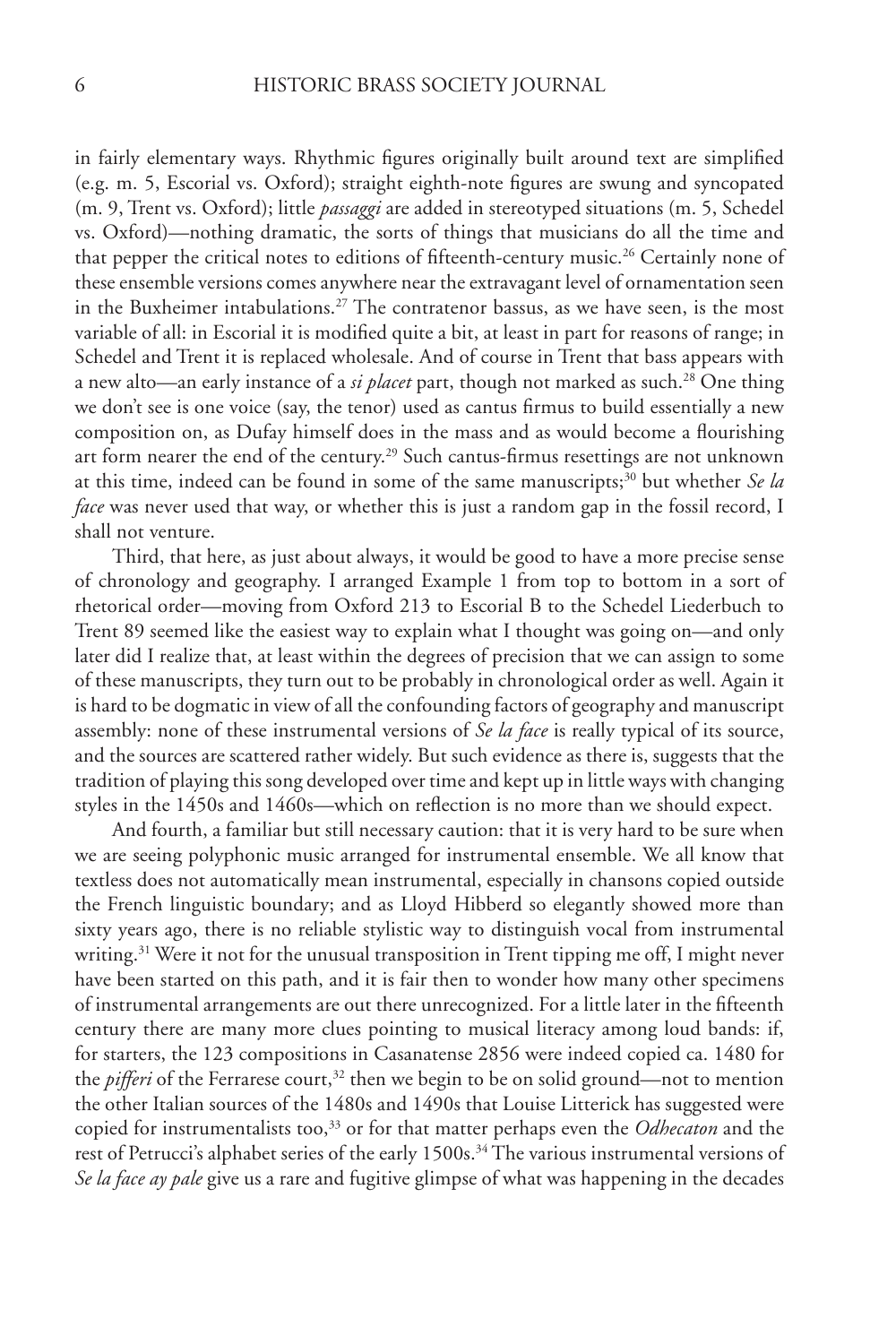in fairly elementary ways. Rhythmic figures originally built around text are simplified (e.g. m. 5, Escorial vs. Oxford); straight eighth-note figures are swung and syncopated (m. 9, Trent vs. Oxford); little *passaggi* are added in stereotyped situations (m. 5, Schedel vs. Oxford)—nothing dramatic, the sorts of things that musicians do all the time and that pepper the critical notes to editions of fifteenth-century music.[26] Certainly none of these ensemble versions comes anywhere near the extravagant level of ornamentation seen in the Buxheimer intabulations.[27] The contratenor bassus, as we have seen, is the most variable of all: in Escorial it is modified quite a bit, at least in part for reasons of range; in Schedel and Trent it is replaced wholesale. And of course in Trent that bass appears with a new alto—an early instance of a *si placet* part, though not marked as such.[28] One thing we don't see is one voice (say, the tenor) used as cantus firmus to build essentially a new composition on, as Dufay himself does in the mass and as would become a flourishing art form nearer the end of the century.[29] Such cantus-firmus resettings are not unknown at this time, indeed can be found in some of the same manuscripts;[30] but whether *Se la face* was never used that way, or whether this is just a random gap in the fossil record, I shall not venture.

Third, that here, as just about always, it would be good to have a more precise sense of chronology and geography. I arranged Example 1 from top to bottom in a sort of rhetorical order—moving from Oxford 213 to Escorial B to the Schedel Liederbuch to Trent 89 seemed like the easiest way to explain what I thought was going on—and only later did I realize that, at least within the degrees of precision that we can assign to some of these manuscripts, they turn out to be probably in chronological order as well. Again it is hard to be dogmatic in view of all the confounding factors of geography and manuscript assembly: none of these instrumental versions of *Se la face* is really typical of its source, and the sources are scattered rather widely. But such evidence as there is, suggests that the tradition of playing this song developed over time and kept up in little ways with changing styles in the 1450s and 1460s—which on reflection is no more than we should expect.

And fourth, a familiar but still necessary caution: that it is very hard to be sure when we are seeing polyphonic music arranged for instrumental ensemble. We all know that textless does not automatically mean instrumental, especially in chansons copied outside the French linguistic boundary; and as Lloyd Hibberd so elegantly showed more than sixty years ago, there is no reliable stylistic way to distinguish vocal from instrumental writing.[31] Were it not for the unusual transposition in Trent tipping me off, I might never have been started on this path, and it is fair then to wonder how many other specimens of instrumental arrangements are out there unrecognized. For a little later in the fifteenth century there are many more clues pointing to musical literacy among loud bands: if, for starters, the 123 compositions in Casanatense 2856 were indeed copied ca. 1480 for the *pifferi* of the Ferrarese court,[32] then we begin to be on solid ground—not to mention the other Italian sources of the 1480s and 1490s that Louise Litterick has suggested were copied for instrumentalists too,[33] or for that matter perhaps even the *Odhecaton* and the rest of Petrucci's alphabet series of the early 1500s.[34] The various instrumental versions of *Se la face ay pale* give us a rare and fugitive glimpse of what was happening in the decades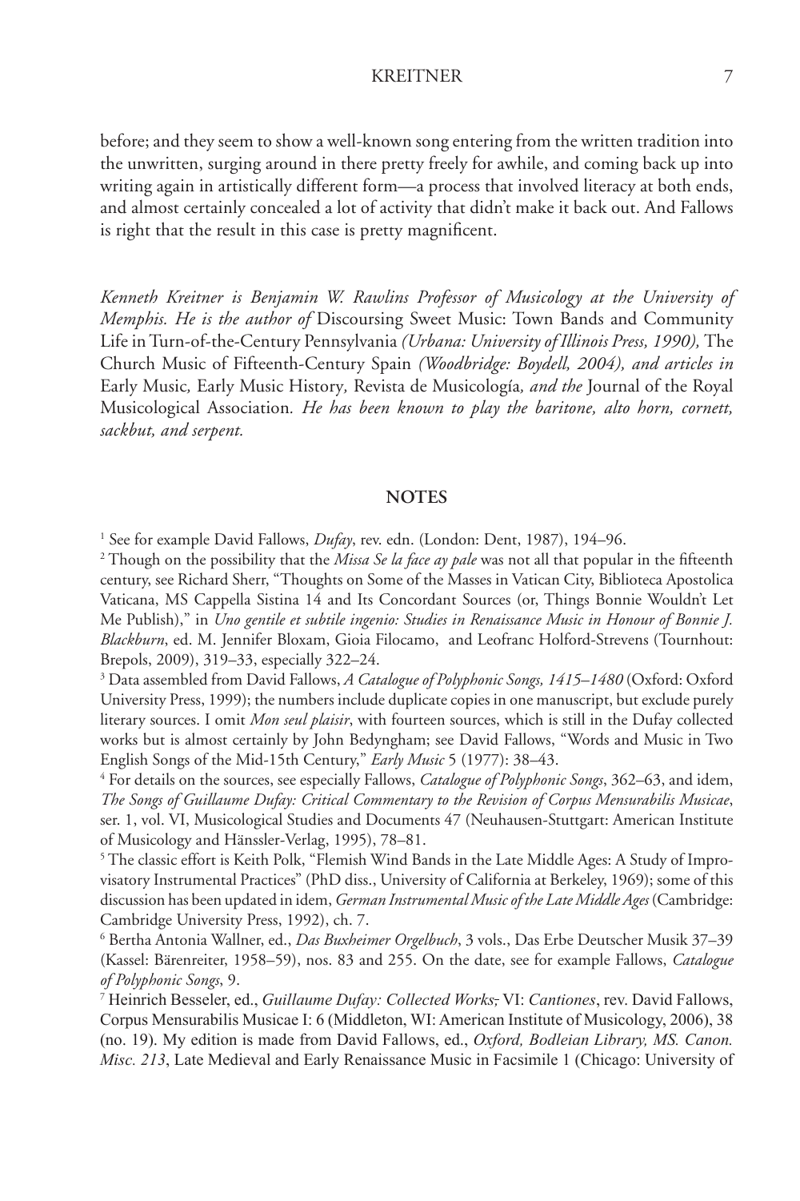before; and they seem to show a well-known song entering from the written tradition into the unwritten, surging around in there pretty freely for awhile, and coming back up into writing again in artistically different form—a process that involved literacy at both ends, and almost certainly concealed a lot of activity that didn't make it back out. And Fallows is right that the result in this case is pretty magnificent.

*Kenneth Kreitner is Benjamin W. Rawlins Professor of Musicology at the University of Memphis. He is the author of* Discoursing Sweet Music: Town Bands and Community Life in Turn-of-the-Century Pennsylvania *(Urbana: University of Illinois Press, 1990),* The Church Music of Fifteenth-Century Spain *(Woodbridge: Boydell, 2004), and articles in* Early Music*,* Early Music History*,* Revista de Musicología*, and the* Journal of the Royal Musicological Association*. He has been known to play the baritone, alto horn, cornett, sackbut, and serpent.*

## NOTES

[1] See for example David Fallows, *Dufay*, rev. edn. (London: Dent, 1987), 194–96.

[2] Though on the possibility that the *Missa Se la face ay pale* was not all that popular in the fifteenth century, see Richard Sherr, "Thoughts on Some of the Masses in Vatican City, Biblioteca Apostolica Vaticana, MS Cappella Sistina 14 and Its Concordant Sources (or, Things Bonnie Wouldn't Let Me Publish)," in *Uno gentile et subtile ingenio: Studies in Renaissance Music in Honour of Bonnie J. Blackburn*, ed. M. Jennifer Bloxam, Gioia Filocamo, and Leofranc Holford-Strevens (Tournhout: Brepols, 2009), 319–33, especially 322–24.

[3] Data assembled from David Fallows, *A Catalogue of Polyphonic Songs, 1415–1480* (Oxford: Oxford University Press, 1999); the numbers include duplicate copies in one manuscript, but exclude purely literary sources. I omit *Mon seul plaisir*, with fourteen sources, which is still in the Dufay collected works but is almost certainly by John Bedyngham; see David Fallows, "Words and Music in Two English Songs of the Mid-15th Century," *Early Music* 5 (1977): 38–43.

[4] For details on the sources, see especially Fallows, *Catalogue of Polyphonic Songs*, 362–63, and idem, *The Songs of Guillaume Dufay: Critical Commentary to the Revision of Corpus Mensurabilis Musicae*, ser. 1, vol. VI, Musicological Studies and Documents 47 (Neuhausen-Stuttgart: American Institute of Musicology and Hänssler-Verlag, 1995), 78–81.

[5] The classic effort is Keith Polk, "Flemish Wind Bands in the Late Middle Ages: A Study of Improvisatory Instrumental Practices" (PhD diss., University of California at Berkeley, 1969); some of this discussion has been updated in idem, *German Instrumental Music of the Late Middle Ages* (Cambridge: Cambridge University Press, 1992), ch. 7.

[6] Bertha Antonia Wallner, ed., *Das Buxheimer Orgelbuch*, 3 vols., Das Erbe Deutscher Musik 37–39 (Kassel: Bärenreiter, 1958–59), nos. 83 and 255. On the date, see for example Fallows, *Catalogue of Polyphonic Songs*, 9.

[7] Heinrich Besseler, ed., *Guillaume Dufay: Collected Works*, VI: *Cantiones*, rev. David Fallows, Corpus Mensurabilis Musicae I: 6 (Middleton, WI: American Institute of Musicology, 2006), 38 (no. 19). My edition is made from David Fallows, ed., *Oxford, Bodleian Library, MS. Canon. Misc. 213*, Late Medieval and Early Renaissance Music in Facsimile 1 (Chicago: University of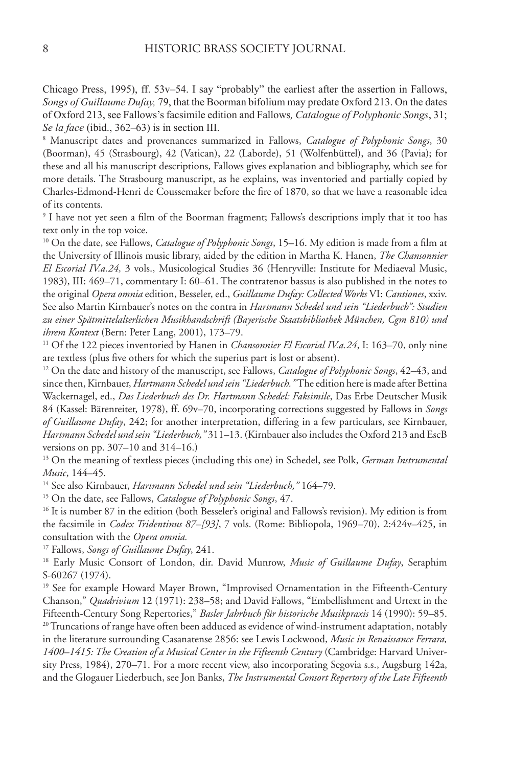Chicago Press, 1995), ff. 53v–54. I say "probably" the earliest after the assertion in Fallows, *Songs of Guillaume Dufay,* 79, that the Boorman bifolium may predate Oxford 213. On the dates of Oxford 213, see Fallows's facsimile edition and Fallows*, Catalogue of Polyphonic Songs*, 31; *Se la face* (ibid., 362–63) is in section III.

[8] Manuscript dates and provenances summarized in Fallows, *Catalogue of Polyphonic Songs*, 30 (Boorman), 45 (Strasbourg), 42 (Vatican), 22 (Laborde), 51 (Wolfenbüttel), and 36 (Pavia); for these and all his manuscript descriptions, Fallows gives explanation and bibliography, which see for more details. The Strasbourg manuscript, as he explains, was inventoried and partially copied by Charles-Edmond-Henri de Coussemaker before the fire of 1870, so that we have a reasonable idea of its contents.

[9] I have not yet seen a film of the Boorman fragment; Fallows's descriptions imply that it too has text only in the top voice.

[10] On the date, see Fallows, *Catalogue of Polyphonic Songs*, 15–16. My edition is made from a film at the University of Illinois music library, aided by the edition in Martha K. Hanen, *The Chansonnier El Escorial IV.a.24,* 3 vols., Musicological Studies 36 (Henryville: Institute for Mediaeval Music, 1983), III: 469–71, commentary I: 60–61. The contratenor bassus is also published in the notes to the original *Opera omnia* edition, Besseler, ed., *Guillaume Dufay: Collected Works* VI: *Cantiones*, xxiv. See also Martin Kirnbauer's notes on the contra in *Hartmann Schedel und sein "Liederbuch": Studien zu einer Spätmittelalterlichen Musikhandschrift (Bayerische Staatsbibliothek München, Cgm 810) und ihrem Kontext* (Bern: Peter Lang, 2001), 173–79.

[11] Of the 122 pieces inventoried by Hanen in *Chansonnier El Escorial IV.a.24*, I: 163–70, only nine are textless (plus five others for which the superius part is lost or absent).

[12] On the date and history of the manuscript, see Fallows, *Catalogue of Polyphonic Songs*, 42–43, and since then, Kirnbauer, *Hartmann Schedel und sein "Liederbuch."* The edition here is made after Bettina Wackernagel, ed., *Das Liederbuch des Dr. Hartmann Schedel: Faksimile*, Das Erbe Deutscher Musik 84 (Kassel: Bärenreiter, 1978), ff. 69v–70, incorporating corrections suggested by Fallows in *Songs of Guillaume Dufay*, 242; for another interpretation, differing in a few particulars, see Kirnbauer, *Hartmann Schedel und sein "Liederbuch,"* 311–13. (Kirnbauer also includes the Oxford 213 and EscB versions on pp. 307–10 and 314–16.)

[13] On the meaning of textless pieces (including this one) in Schedel, see Polk, *German Instrumental Music*, 144–45.

[14] See also Kirnbauer, *Hartmann Schedel und sein "Liederbuch,"* 164–79.

[15] On the date, see Fallows, *Catalogue of Polyphonic Songs*, 47.

[16] It is number 87 in the edition (both Besseler's original and Fallows's revision). My edition is from the facsimile in *Codex Tridentinus 87–[93]*, 7 vols. (Rome: Bibliopola, 1969–70), 2:424v–425, in consultation with the *Opera omnia.*

[17] Fallows, *Songs of Guillaume Dufay*, 241.

[18] Early Music Consort of London, dir. David Munrow, *Music of Guillaume Dufay*, Seraphim S-60267 (1974).

[19] See for example Howard Mayer Brown, "Improvised Ornamentation in the Fifteenth-Century Chanson," *Quadrivium* 12 (1971): 238–58; and David Fallows, "Embellishment and Urtext in the Fifteenth-Century Song Repertories," *Basler Jahrbuch für historische Musikpraxis* 14 (1990): 59–85.

[20] Truncations of range have often been adduced as evidence of wind-instrument adaptation, notably in the literature surrounding Casanatense 2856: see Lewis Lockwood, *Music in Renaissance Ferrara, 1400–1415: The Creation of a Musical Center in the Fifteenth Century* (Cambridge: Harvard University Press, 1984), 270–71. For a more recent view, also incorporating Segovia s.s., Augsburg 142a, and the Glogauer Liederbuch, see Jon Banks, *The Instrumental Consort Repertory of the Late Fifteenth*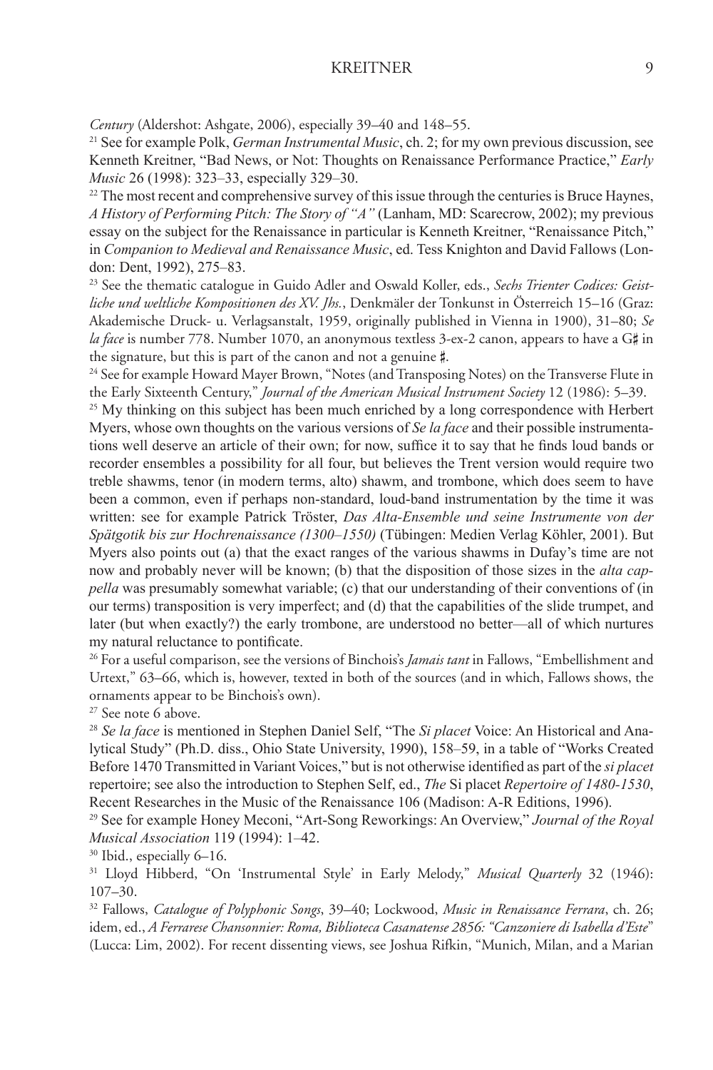*Century* (Aldershot: Ashgate, 2006), especially 39–40 and 148–55.

[21] See for example Polk, *German Instrumental Music*, ch. 2; for my own previous discussion, see Kenneth Kreitner, "Bad News, or Not: Thoughts on Renaissance Performance Practice," *Early Music* 26 (1998): 323–33, especially 329–30.

[22] The most recent and comprehensive survey of this issue through the centuries is Bruce Haynes, *A History of Performing Pitch: The Story of "A"* (Lanham, MD: Scarecrow, 2002); my previous essay on the subject for the Renaissance in particular is Kenneth Kreitner, "Renaissance Pitch," in *Companion to Medieval and Renaissance Music*, ed. Tess Knighton and David Fallows (London: Dent, 1992), 275–83.

[23] See the thematic catalogue in Guido Adler and Oswald Koller, eds., *Sechs Trienter Codices: Geistliche und weltliche Kompositionen des XV. Jhs.*, Denkmäler der Tonkunst in Österreich 15–16 (Graz: Akademische Druck- u. Verlagsanstalt, 1959, originally published in Vienna in 1900), 31–80; *Se la face* is number 778. Number 1070, an anonymous textless 3-ex-2 canon, appears to have a G♯ in the signature, but this is part of the canon and not a genuine ♯.

[24] See for example Howard Mayer Brown, "Notes (and Transposing Notes) on the Transverse Flute in the Early Sixteenth Century," *Journal of the American Musical Instrument Society* 12 (1986): 5–39.

[25] My thinking on this subject has been much enriched by a long correspondence with Herbert Myers, whose own thoughts on the various versions of *Se la face* and their possible instrumentations well deserve an article of their own; for now, suffice it to say that he finds loud bands or recorder ensembles a possibility for all four, but believes the Trent version would require two treble shawms, tenor (in modern terms, alto) shawm, and trombone, which does seem to have been a common, even if perhaps non-standard, loud-band instrumentation by the time it was written: see for example Patrick Tröster, *Das Alta-Ensemble und seine Instrumente von der Spätgotik bis zur Hochrenaissance (1300–1550)* (Tübingen: Medien Verlag Köhler, 2001). But Myers also points out (a) that the exact ranges of the various shawms in Dufay's time are not now and probably never will be known; (b) that the disposition of those sizes in the *alta cappella* was presumably somewhat variable; (c) that our understanding of their conventions of (in our terms) transposition is very imperfect; and (d) that the capabilities of the slide trumpet, and later (but when exactly?) the early trombone, are understood no better—all of which nurtures my natural reluctance to pontificate.

[26] For a useful comparison, see the versions of Binchois's *Jamais tant* in Fallows, "Embellishment and Urtext," 63–66, which is, however, texted in both of the sources (and in which, Fallows shows, the ornaments appear to be Binchois's own).

[27] See note 6 above.

[28] *Se la face* is mentioned in Stephen Daniel Self, "The *Si placet* Voice: An Historical and Analytical Study" (Ph.D. diss., Ohio State University, 1990), 158–59, in a table of "Works Created Before 1470 Transmitted in Variant Voices," but is not otherwise identified as part of the *si placet* repertoire; see also the introduction to Stephen Self, ed., *The* Si placet *Repertoire of 1480-1530*, Recent Researches in the Music of the Renaissance 106 (Madison: A-R Editions, 1996).

[29] See for example Honey Meconi, "Art-Song Reworkings: An Overview," *Journal of the Royal Musical Association* 119 (1994): 1–42.

[30] Ibid., especially 6–16.

[31] Lloyd Hibberd, "On 'Instrumental Style' in Early Melody," *Musical Quarterly* 32 (1946): 107–30.

[32] Fallows, *Catalogue of Polyphonic Songs*, 39–40; Lockwood, *Music in Renaissance Ferrara*, ch. 26; idem, ed., *A Ferrarese Chansonnier: Roma, Biblioteca Casanatense 2856: "Canzoniere di Isabella d'Este"* (Lucca: Lim, 2002). For recent dissenting views, see Joshua Rifkin, "Munich, Milan, and a Marian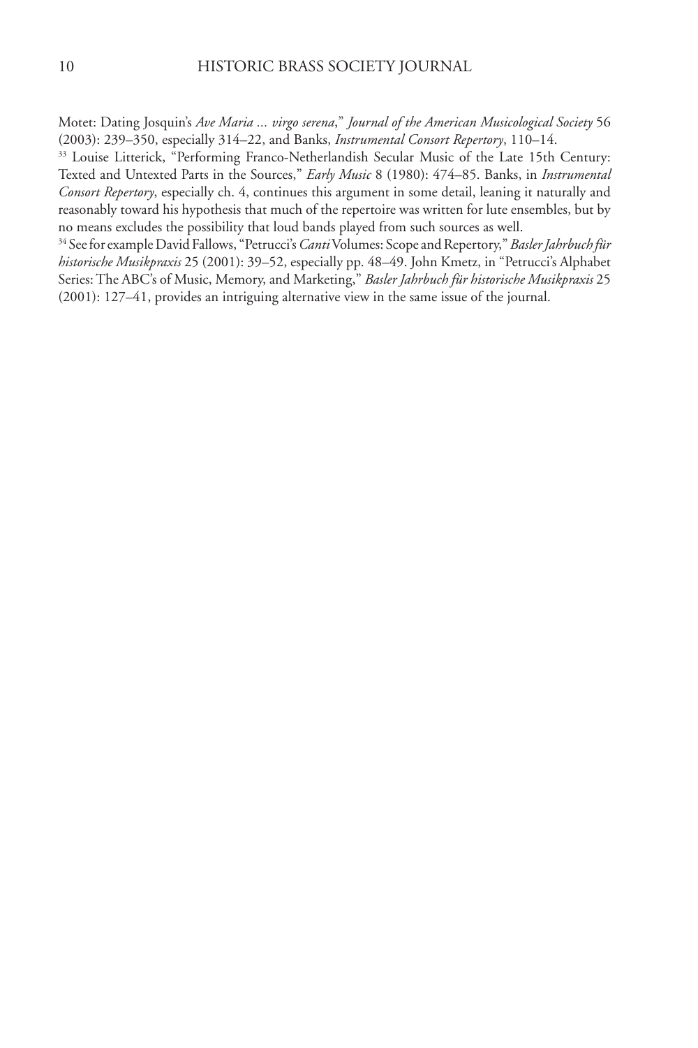Motet: Dating Josquin's *Ave Maria ... virgo serena*," *Journal of the American Musicological Society* 56 (2003): 239–350, especially 314–22, and Banks, *Instrumental Consort Repertory*, 110–14.

[33] Louise Litterick, "Performing Franco-Netherlandish Secular Music of the Late 15th Century: Texted and Untexted Parts in the Sources," *Early Music* 8 (1980): 474–85. Banks, in *Instrumental Consort Repertory*, especially ch. 4, continues this argument in some detail, leaning it naturally and reasonably toward his hypothesis that much of the repertoire was written for lute ensembles, but by no means excludes the possibility that loud bands played from such sources as well.

[34] See for example David Fallows, "Petrucci's *Canti* Volumes: Scope and Repertory," *Basler Jahrbuch für historische Musikpraxis* 25 (2001): 39–52, especially pp. 48–49. John Kmetz, in "Petrucci's Alphabet Series: The ABC's of Music, Memory, and Marketing," *Basler Jahrbuch für historische Musikpraxis* 25 (2001): 127–41, provides an intriguing alternative view in the same issue of the journal.